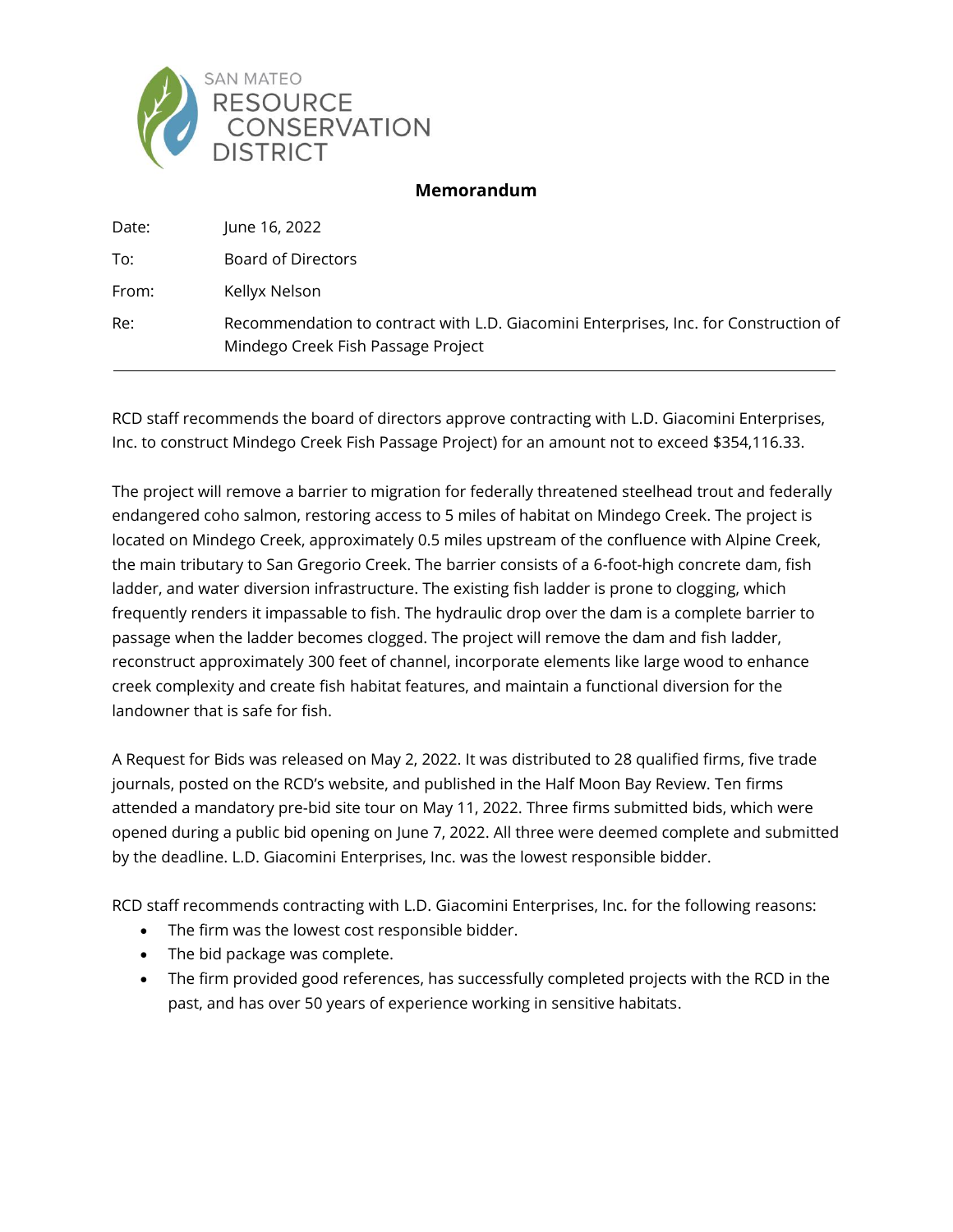SAN MATEO
RESOURCE
CONSERVATION
DISTRICT

**Memorandum**

| | |
|---|---|
| Date: | June 16, 2022 |
| To: | Board of Directors |
| From: | Kellyx Nelson |
| Re: | Recommendation to contract with L.D. Giacomini Enterprises, Inc. for Construction of Mindego Creek Fish Passage Project |

---

RCD staff recommends the board of directors approve contracting with L.D. Giacomini Enterprises, Inc. to construct Mindego Creek Fish Passage Project) for an amount not to exceed $354,116.33.

The project will remove a barrier to migration for federally threatened steelhead trout and federally endangered coho salmon, restoring access to 5 miles of habitat on Mindego Creek. The project is located on Mindego Creek, approximately 0.5 miles upstream of the confluence with Alpine Creek, the main tributary to San Gregorio Creek. The barrier consists of a 6-foot-high concrete dam, fish ladder, and water diversion infrastructure. The existing fish ladder is prone to clogging, which frequently renders it impassable to fish. The hydraulic drop over the dam is a complete barrier to passage when the ladder becomes clogged. The project will remove the dam and fish ladder, reconstruct approximately 300 feet of channel, incorporate elements like large wood to enhance creek complexity and create fish habitat features, and maintain a functional diversion for the landowner that is safe for fish.

A Request for Bids was released on May 2, 2022. It was distributed to 28 qualified firms, five trade journals, posted on the RCD's website, and published in the Half Moon Bay Review. Ten firms attended a mandatory pre-bid site tour on May 11, 2022. Three firms submitted bids, which were opened during a public bid opening on June 7, 2022. All three were deemed complete and submitted by the deadline. L.D. Giacomini Enterprises, Inc. was the lowest responsible bidder.

RCD staff recommends contracting with L.D. Giacomini Enterprises, Inc. for the following reasons:

- The firm was the lowest cost responsible bidder.
- The bid package was complete.
- The firm provided good references, has successfully completed projects with the RCD in the past, and has over 50 years of experience working in sensitive habitats.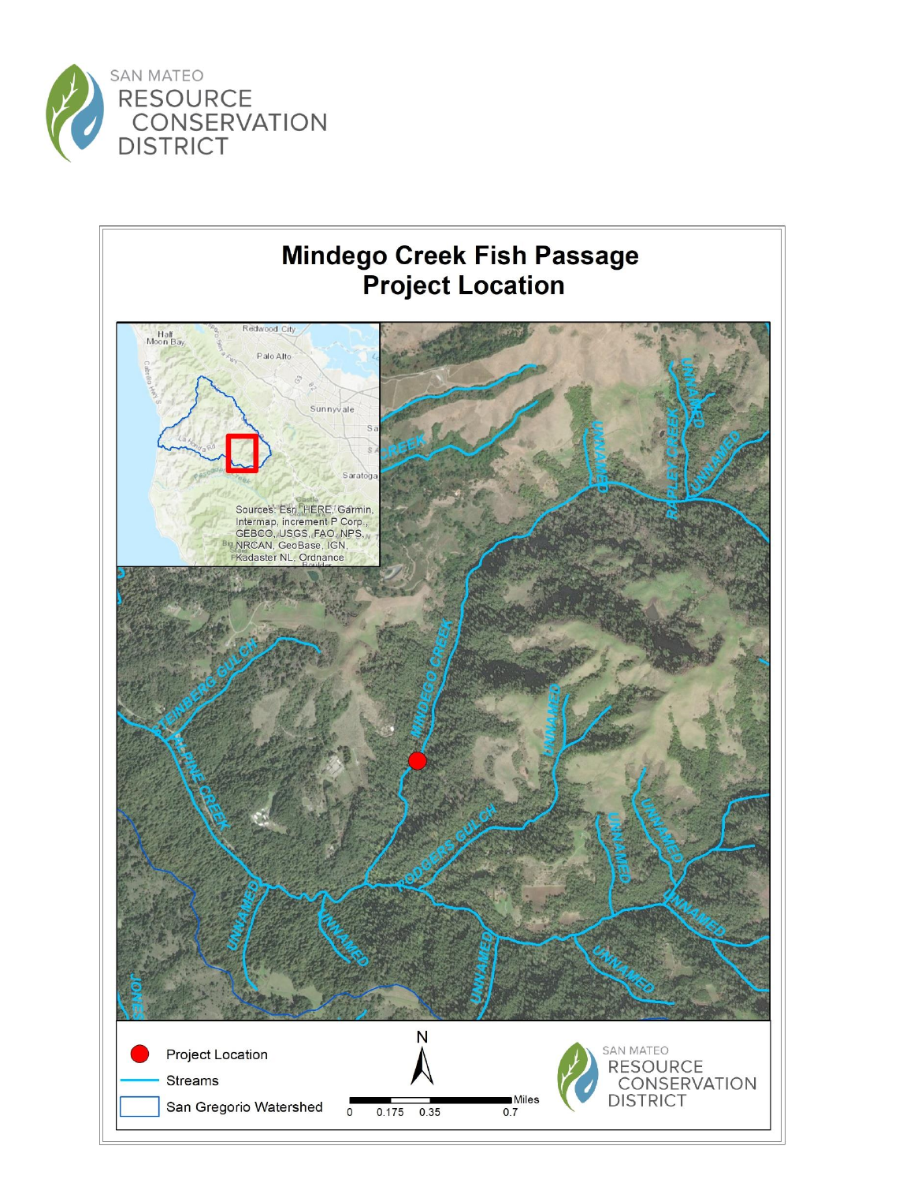SAN MATEO
RESOURCE
CONSERVATION
DISTRICT

# Mindego Creek Fish Passage Project Location

Redwood City
Half Moon Bay
Palo Alto
Sunnyvale
Saratoga

Sources: Esri, HERE, Garmin, Intermap, increment P Corp., GEBCO, USGS, FAO, NPS, NRCAN, GeoBase, IGN, Kadaster NL, Ordnance

CREEK
UNNAMED
RAPLEY CREEK
UNNAMED
UNNAMED
MINDEGO CREEK
STEINBERG GULCH
ALPINE CREEK
UNNAMED
RODGERS GULCH
UNNAMED
UNNAMED
UNNAMED
UNNAMED
UNNAMED
UNNAMED
UNNAMED
UNNAMED

Project Location

Streams

San Gregorio Watershed

N

0 0.175 0.35 0.7 Miles

SAN MATEO
RESOURCE
CONSERVATION
DISTRICT